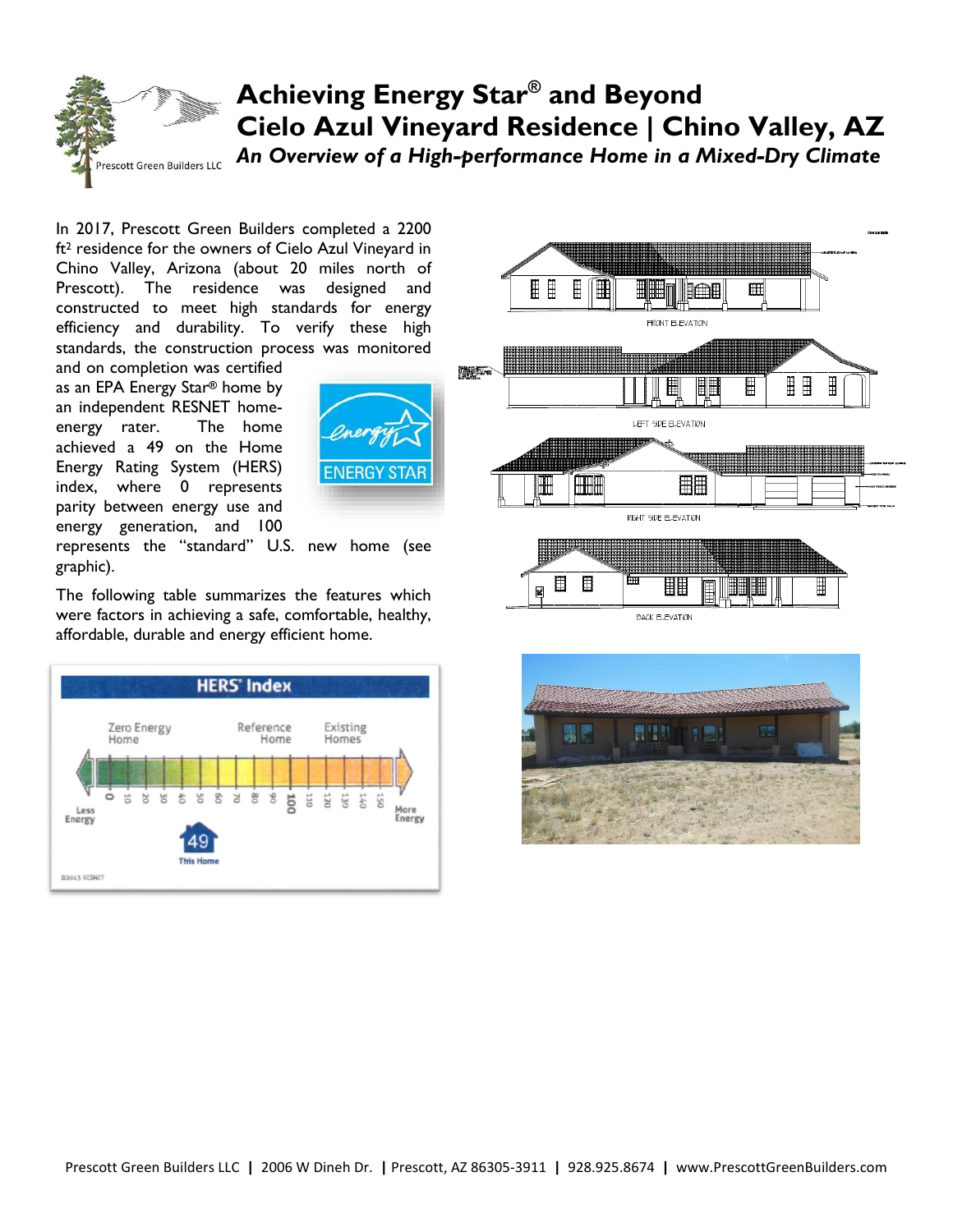# Achieving Energy Star® and Beyond

# Cielo Azul Vineyard Residence | Chino Valley, AZ

*An Overview of a High-performance Home in a Mixed-Dry Climate*

In 2017, Prescott Green Builders completed a 2200 ft² residence for the owners of Cielo Azul Vineyard in Chino Valley, Arizona (about 20 miles north of Prescott). The residence was designed and constructed to meet high standards for energy efficiency and durability. To verify these high standards, the construction process was monitored and on completion was certified as an EPA Energy Star® home by an independent RESNET home-energy rater. The home achieved a 49 on the Home Energy Rating System (HERS) index, where 0 represents parity between energy use and energy generation, and 100 represents the "standard" U.S. new home (see graphic).

The following table summarizes the features which were factors in achieving a safe, comfortable, healthy, affordable, durable and energy efficient home.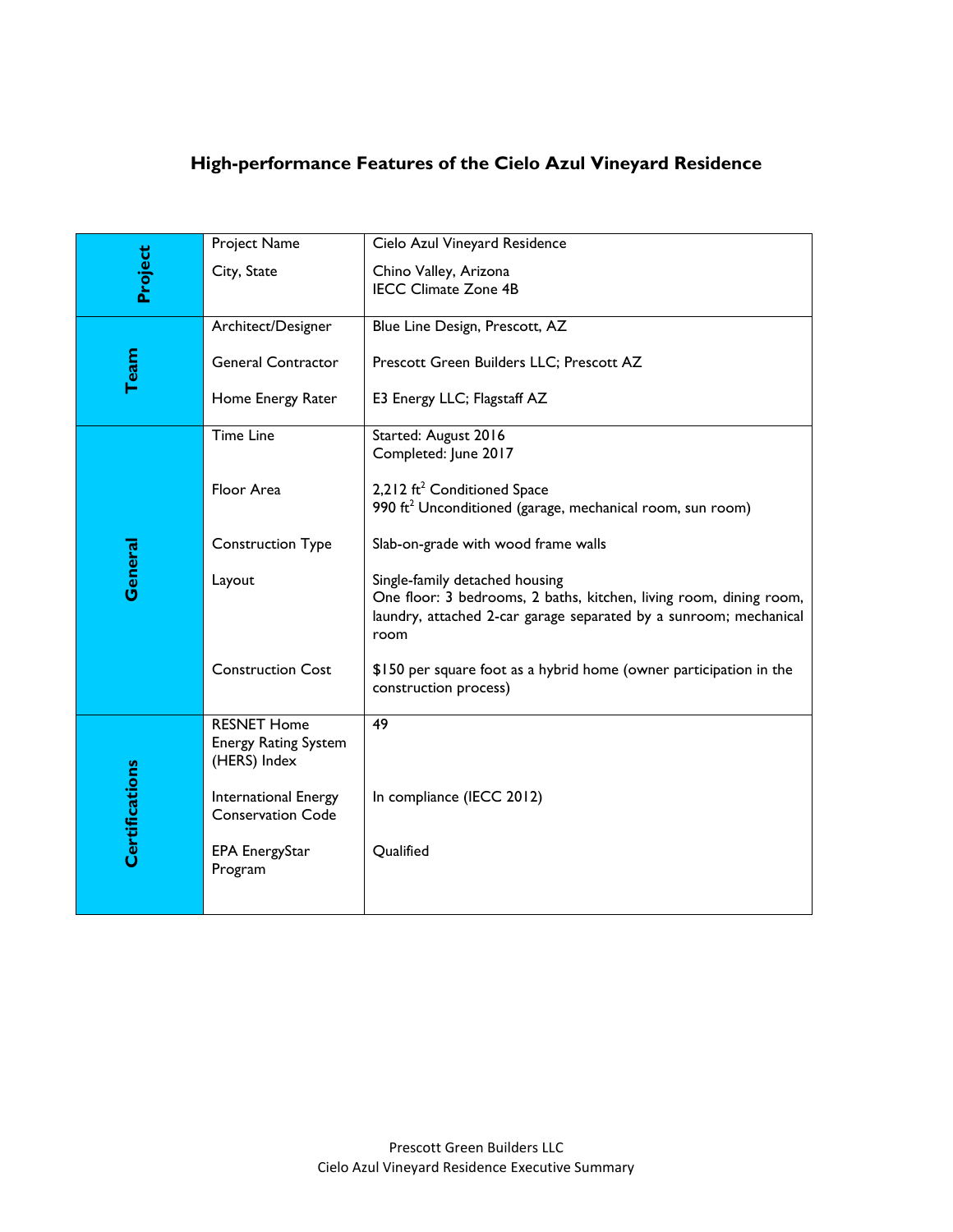## High-performance Features of the Cielo Azul Vineyard Residence

| | | |
|---|---|---|
| **Project** | Project Name | Cielo Azul Vineyard Residence |
| | City, State | Chino Valley, Arizona<br>IECC Climate Zone 4B |
| **Team** | Architect/Designer | Blue Line Design, Prescott, AZ |
| | General Contractor | Prescott Green Builders LLC; Prescott AZ |
| | Home Energy Rater | E3 Energy LLC; Flagstaff AZ |
| **General** | Time Line | Started: August 2016<br>Completed: June 2017 |
| | Floor Area | 2,212 $ft^2$ Conditioned Space<br>990 $ft^2$ Unconditioned (garage, mechanical room, sun room) |
| | Construction Type | Slab-on-grade with wood frame walls |
| | Layout | Single-family detached housing<br>One floor: 3 bedrooms, 2 baths, kitchen, living room, dining room, laundry, attached 2-car garage separated by a sunroom; mechanical room |
| | Construction Cost | $150 per square foot as a hybrid home (owner participation in the construction process) |
| **Certifications** | RESNET Home Energy Rating System (HERS) Index | 49 |
| | International Energy Conservation Code | In compliance (IECC 2012) |
| | EPA EnergyStar Program | Qualified |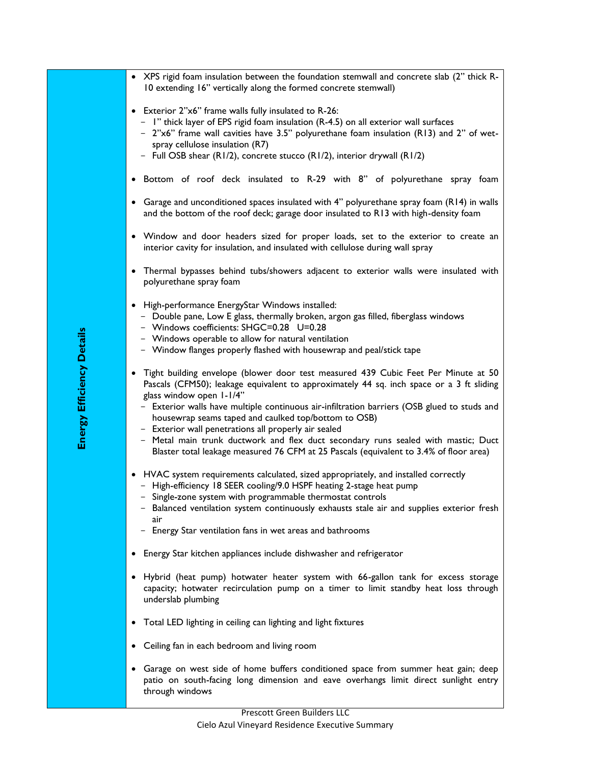## Energy Efficiency Details

- XPS rigid foam insulation between the foundation stemwall and concrete slab (2" thick R-10 extending 16" vertically along the formed concrete stemwall)

- Exterior 2"x6" frame walls fully insulated to R-26:
  - 1" thick layer of EPS rigid foam insulation (R-4.5) on all exterior wall surfaces
  - 2"x6" frame wall cavities have 3.5" polyurethane foam insulation (R13) and 2" of wet-spray cellulose insulation (R7)
  - Full OSB shear (R1/2), concrete stucco (R1/2), interior drywall (R1/2)

- Bottom of roof deck insulated to R-29 with 8" of polyurethane spray foam

- Garage and unconditioned spaces insulated with 4" polyurethane spray foam (R14) in walls and the bottom of the roof deck; garage door insulated to R13 with high-density foam

- Window and door headers sized for proper loads, set to the exterior to create an interior cavity for insulation, and insulated with cellulose during wall spray

- Thermal bypasses behind tubs/showers adjacent to exterior walls were insulated with polyurethane spray foam

- High-performance EnergyStar Windows installed:
  - Double pane, Low E glass, thermally broken, argon gas filled, fiberglass windows
  - Windows coefficients: SHGC=0.28 U=0.28
  - Windows operable to allow for natural ventilation
  - Window flanges properly flashed with housewrap and peal/stick tape

- Tight building envelope (blower door test measured 439 Cubic Feet Per Minute at 50 Pascals (CFM50); leakage equivalent to approximately 44 sq. inch space or a 3 ft sliding glass window open 1-1/4"
  - Exterior walls have multiple continuous air-infiltration barriers (OSB glued to studs and housewrap seams taped and caulked top/bottom to OSB)
  - Exterior wall penetrations all properly air sealed
  - Metal main trunk ductwork and flex duct secondary runs sealed with mastic; Duct Blaster total leakage measured 76 CFM at 25 Pascals (equivalent to 3.4% of floor area)

- HVAC system requirements calculated, sized appropriately, and installed correctly
  - High-efficiency 18 SEER cooling/9.0 HSPF heating 2-stage heat pump
  - Single-zone system with programmable thermostat controls
  - Balanced ventilation system continuously exhausts stale air and supplies exterior fresh air
  - Energy Star ventilation fans in wet areas and bathrooms

- Energy Star kitchen appliances include dishwasher and refrigerator

- Hybrid (heat pump) hotwater heater system with 66-gallon tank for excess storage capacity; hotwater recirculation pump on a timer to limit standby heat loss through underslab plumbing

- Total LED lighting in ceiling can lighting and light fixtures

- Ceiling fan in each bedroom and living room

- Garage on west side of home buffers conditioned space from summer heat gain; deep patio on south-facing long dimension and eave overhangs limit direct sunlight entry through windows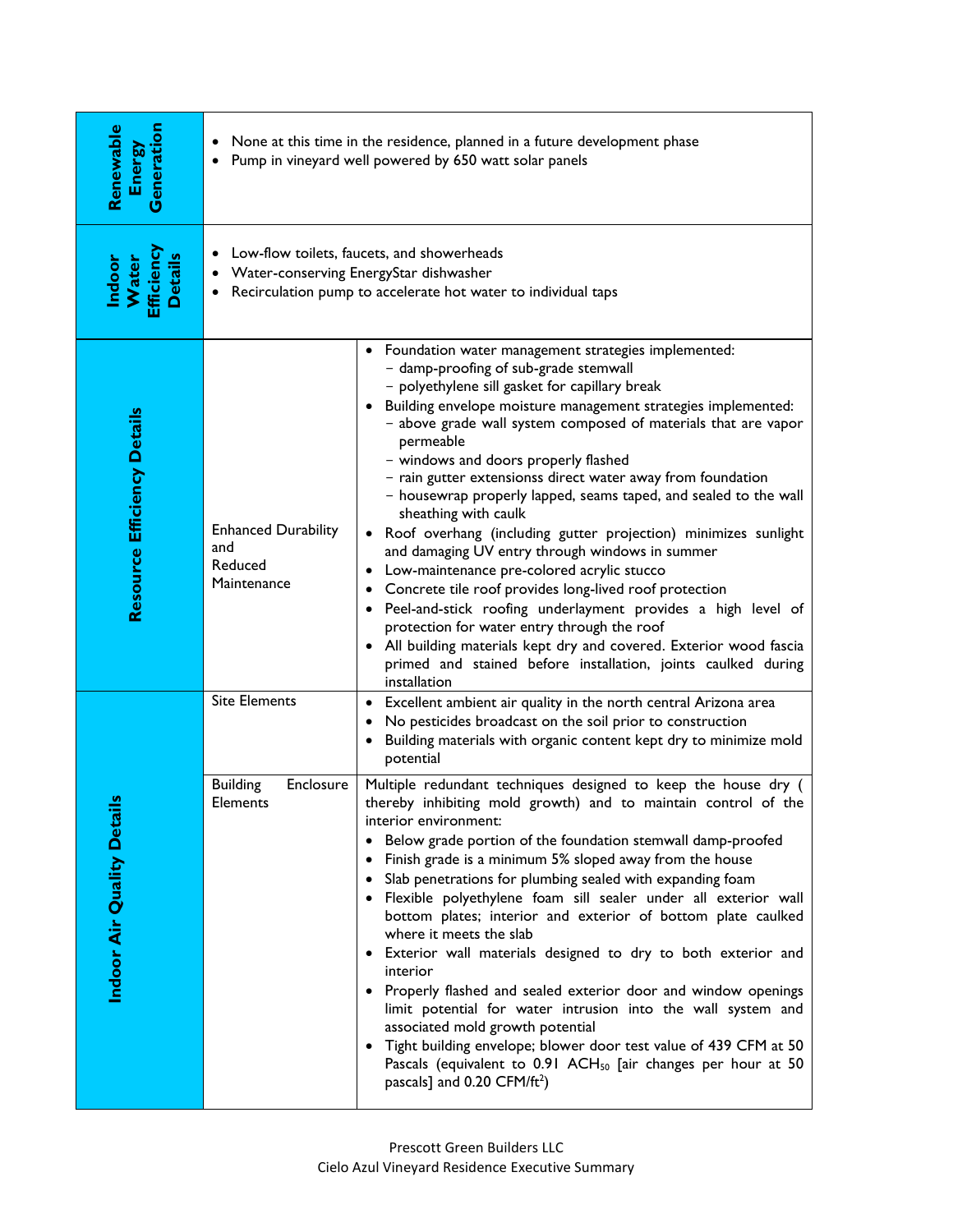| | | |
|---|---|---|
| **Renewable Energy Generation** | • None at this time in the residence, planned in a future development phase<br>• Pump in vineyard well powered by 650 watt solar panels | |
| **Indoor Water Efficiency Details** | • Low-flow toilets, faucets, and showerheads<br>• Water-conserving EnergyStar dishwasher<br>• Recirculation pump to accelerate hot water to individual taps | |
| **Resource Efficiency Details** | Enhanced Durability and Reduced Maintenance | • Foundation water management strategies implemented:<br>− damp-proofing of sub-grade stemwall<br>− polyethylene sill gasket for capillary break<br>• Building envelope moisture management strategies implemented:<br>− above grade wall system composed of materials that are vapor permeable<br>− windows and doors properly flashed<br>− rain gutter extensionss direct water away from foundation<br>− housewrap properly lapped, seams taped, and sealed to the wall sheathing with caulk<br>• Roof overhang (including gutter projection) minimizes sunlight and damaging UV entry through windows in summer<br>• Low-maintenance pre-colored acrylic stucco<br>• Concrete tile roof provides long-lived roof protection<br>• Peel-and-stick roofing underlayment provides a high level of protection for water entry through the roof<br>• All building materials kept dry and covered. Exterior wood fascia primed and stained before installation, joints caulked during installation |
| **Indoor Air Quality Details** | Site Elements | • Excellent ambient air quality in the north central Arizona area<br>• No pesticides broadcast on the soil prior to construction<br>• Building materials with organic content kept dry to minimize mold potential |
| | Building Enclosure Elements | Multiple redundant techniques designed to keep the house dry ( thereby inhibiting mold growth) and to maintain control of the interior environment:<br>• Below grade portion of the foundation stemwall damp-proofed<br>• Finish grade is a minimum 5% sloped away from the house<br>• Slab penetrations for plumbing sealed with expanding foam<br>• Flexible polyethylene foam sill sealer under all exterior wall bottom plates; interior and exterior of bottom plate caulked where it meets the slab<br>• Exterior wall materials designed to dry to both exterior and interior<br>• Properly flashed and sealed exterior door and window openings limit potential for water intrusion into the wall system and associated mold growth potential<br>• Tight building envelope; blower door test value of 439 CFM at 50 Pascals (equivalent to 0.91 $ACH_{50}$ [air changes per hour at 50 pascals] and 0.20 $CFM/ft^2$) |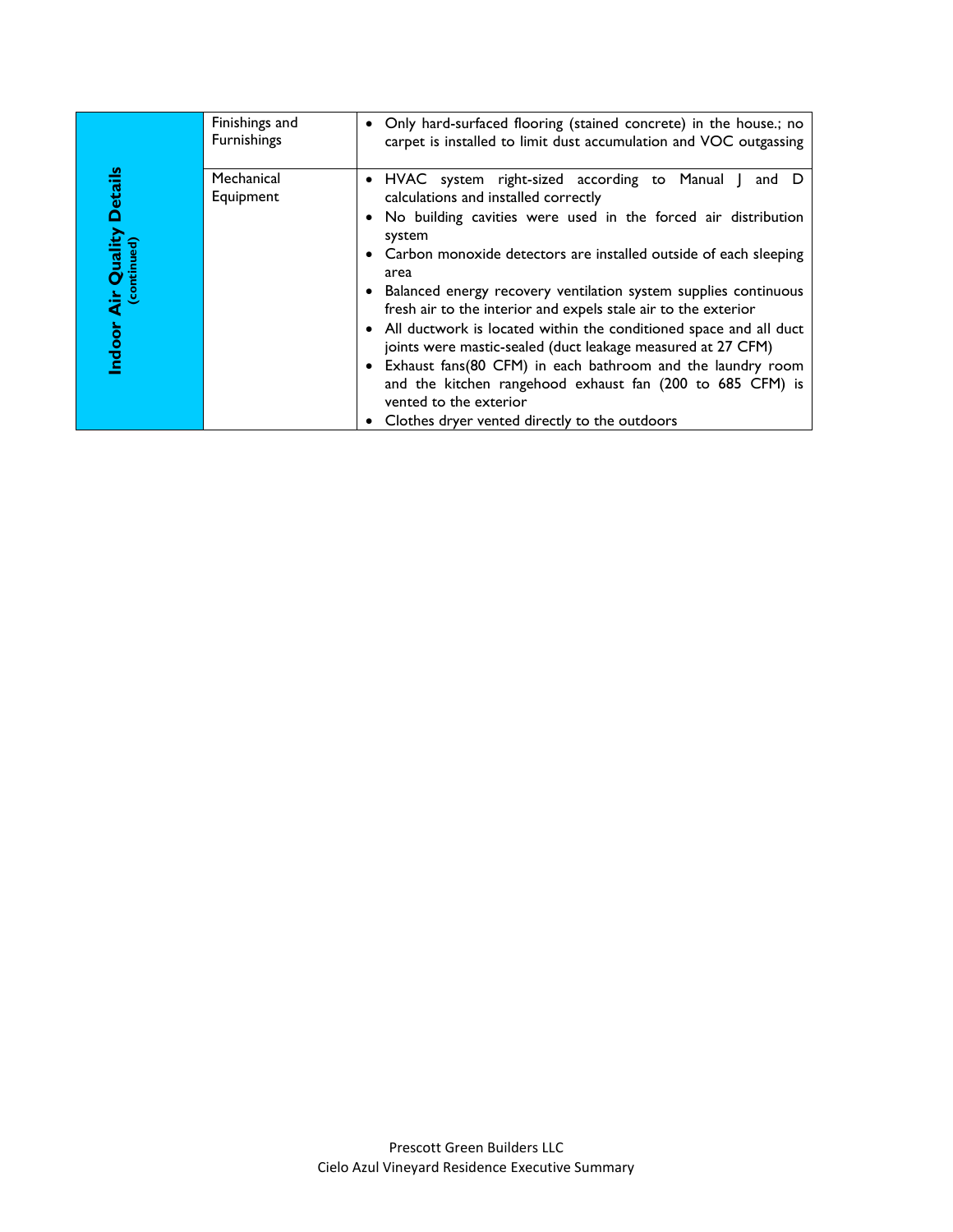| | | |
|---|---|---|
| **Indoor Air Quality Details** (continued) | Finishings and Furnishings | • Only hard-surfaced flooring (stained concrete) in the house.; no carpet is installed to limit dust accumulation and VOC outgassing |
| | Mechanical Equipment | • HVAC system right-sized according to Manual J and D calculations and installed correctly<br>• No building cavities were used in the forced air distribution system<br>• Carbon monoxide detectors are installed outside of each sleeping area<br>• Balanced energy recovery ventilation system supplies continuous fresh air to the interior and expels stale air to the exterior<br>• All ductwork is located within the conditioned space and all duct joints were mastic-sealed (duct leakage measured at 27 CFM)<br>• Exhaust fans(80 CFM) in each bathroom and the laundry room and the kitchen rangehood exhaust fan (200 to 685 CFM) is vented to the exterior<br>• Clothes dryer vented directly to the outdoors |